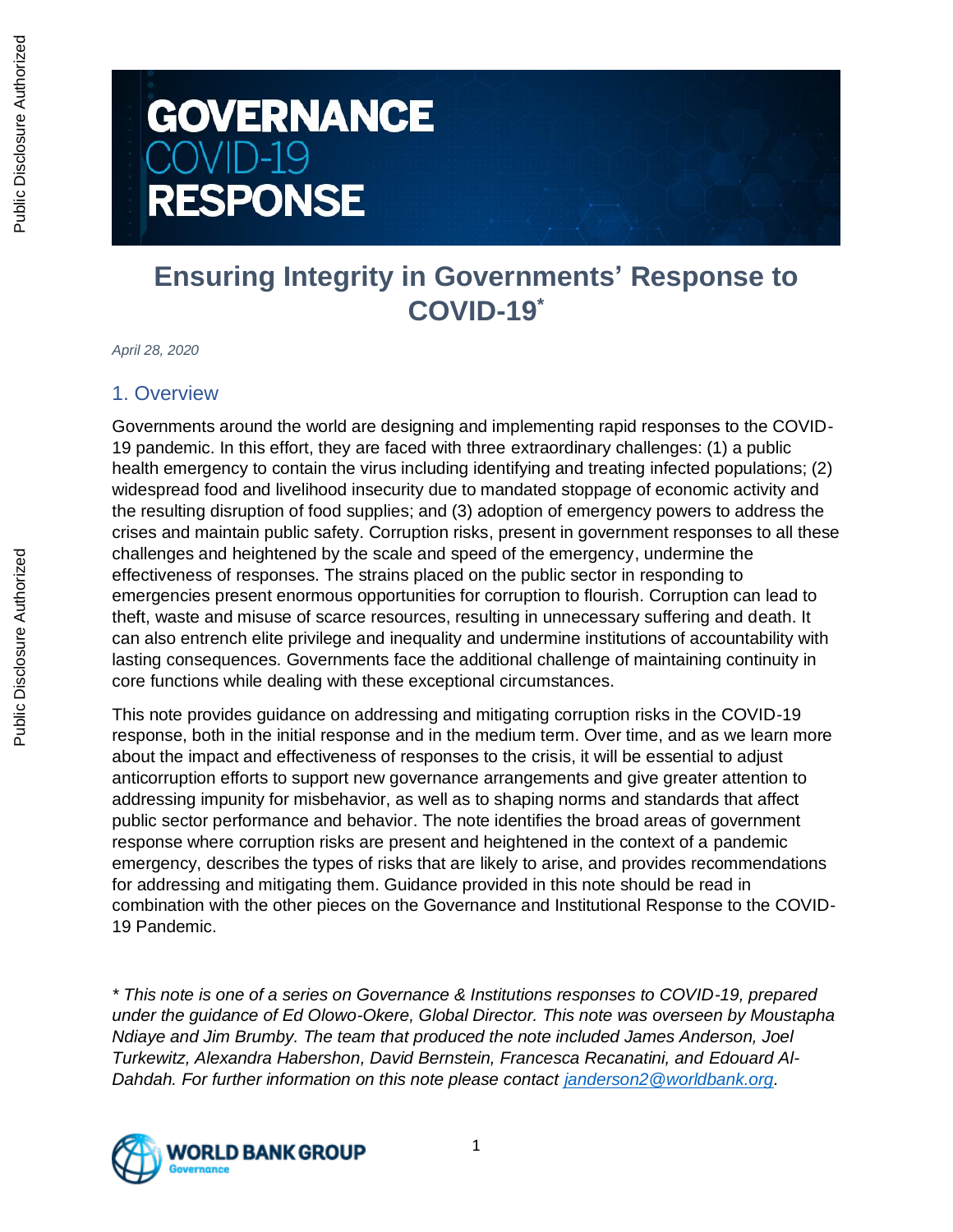# GOVERNANCE COVID-19 RESPONSE

# Ensuring Integrity in Governments' Response to COVID-19*

*April 28, 2020*

## 1. Overview

Governments around the world are designing and implementing rapid responses to the COVID-19 pandemic. In this effort, they are faced with three extraordinary challenges: (1) a public health emergency to contain the virus including identifying and treating infected populations; (2) widespread food and livelihood insecurity due to mandated stoppage of economic activity and the resulting disruption of food supplies; and (3) adoption of emergency powers to address the crises and maintain public safety. Corruption risks, present in government responses to all these challenges and heightened by the scale and speed of the emergency, undermine the effectiveness of responses. The strains placed on the public sector in responding to emergencies present enormous opportunities for corruption to flourish. Corruption can lead to theft, waste and misuse of scarce resources, resulting in unnecessary suffering and death. It can also entrench elite privilege and inequality and undermine institutions of accountability with lasting consequences. Governments face the additional challenge of maintaining continuity in core functions while dealing with these exceptional circumstances.

This note provides guidance on addressing and mitigating corruption risks in the COVID-19 response, both in the initial response and in the medium term. Over time, and as we learn more about the impact and effectiveness of responses to the crisis, it will be essential to adjust anticorruption efforts to support new governance arrangements and give greater attention to addressing impunity for misbehavior, as well as to shaping norms and standards that affect public sector performance and behavior. The note identifies the broad areas of government response where corruption risks are present and heightened in the context of a pandemic emergency, describes the types of risks that are likely to arise, and provides recommendations for addressing and mitigating them. Guidance provided in this note should be read in combination with the other pieces on the Governance and Institutional Response to the COVID-19 Pandemic.

*\* This note is one of a series on Governance & Institutions responses to COVID-19, prepared under the guidance of Ed Olowo-Okere, Global Director. This note was overseen by Moustapha Ndiaye and Jim Brumby. The team that produced the note included James Anderson, Joel Turkewitz, Alexandra Habershon, David Bernstein, Francesca Recanatini, and Edouard Al-Dahdah. For further information on this note please contact [janderson2@worldbank.org](mailto:janderson2@worldbank.org).*

WORLD BANK GROUP Governance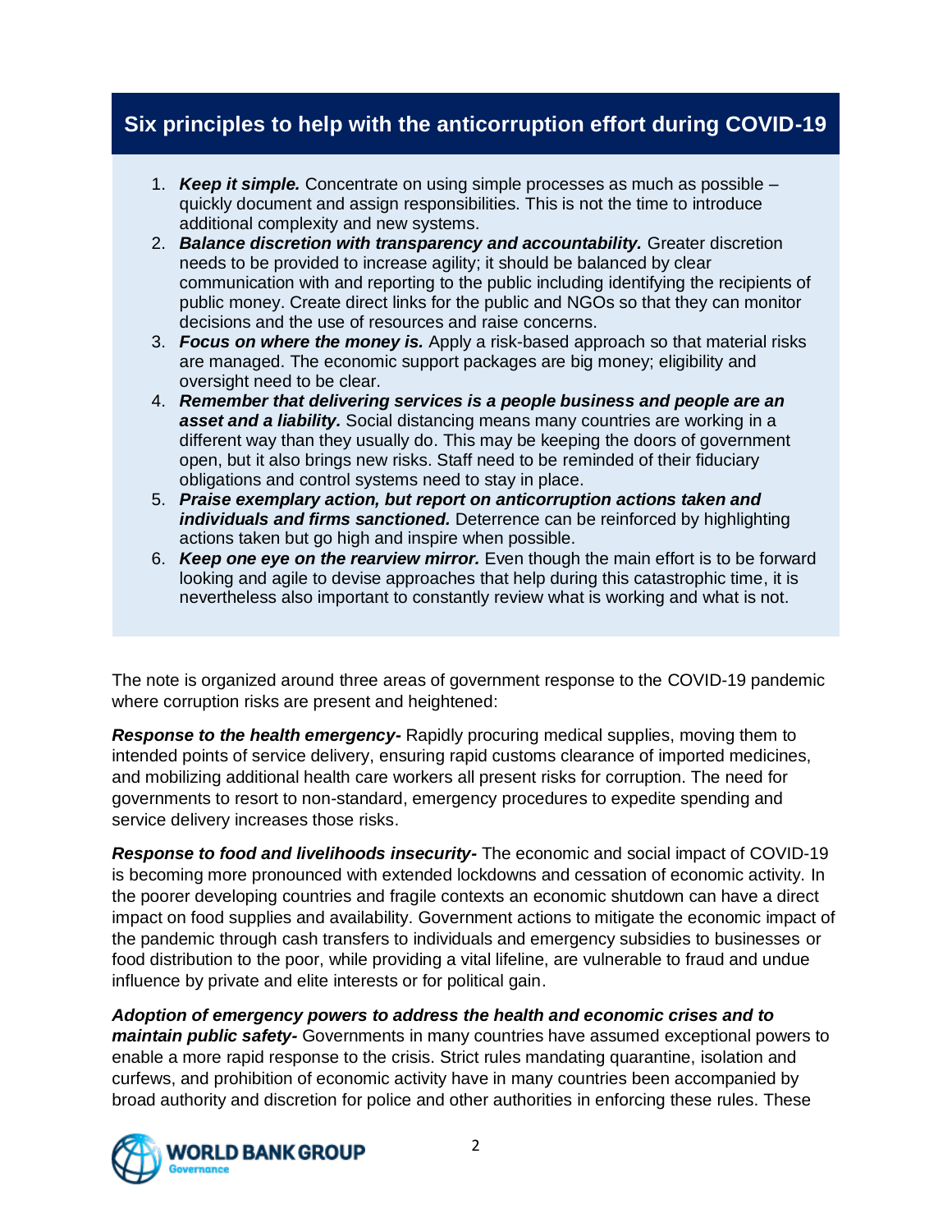## Six principles to help with the anticorruption effort during COVID-19

1. ***Keep it simple.*** Concentrate on using simple processes as much as possible – quickly document and assign responsibilities. This is not the time to introduce additional complexity and new systems.
2. ***Balance discretion with transparency and accountability.*** Greater discretion needs to be provided to increase agility; it should be balanced by clear communication with and reporting to the public including identifying the recipients of public money. Create direct links for the public and NGOs so that they can monitor decisions and the use of resources and raise concerns.
3. ***Focus on where the money is.*** Apply a risk-based approach so that material risks are managed. The economic support packages are big money; eligibility and oversight need to be clear.
4. ***Remember that delivering services is a people business and people are an asset and a liability.*** Social distancing means many countries are working in a different way than they usually do. This may be keeping the doors of government open, but it also brings new risks. Staff need to be reminded of their fiduciary obligations and control systems need to stay in place.
5. ***Praise exemplary action, but report on anticorruption actions taken and individuals and firms sanctioned.*** Deterrence can be reinforced by highlighting actions taken but go high and inspire when possible.
6. ***Keep one eye on the rearview mirror.*** Even though the main effort is to be forward looking and agile to devise approaches that help during this catastrophic time, it is nevertheless also important to constantly review what is working and what is not.

The note is organized around three areas of government response to the COVID-19 pandemic where corruption risks are present and heightened:

***Response to the health emergency-*** Rapidly procuring medical supplies, moving them to intended points of service delivery, ensuring rapid customs clearance of imported medicines, and mobilizing additional health care workers all present risks for corruption. The need for governments to resort to non-standard, emergency procedures to expedite spending and service delivery increases those risks.

***Response to food and livelihoods insecurity-*** The economic and social impact of COVID-19 is becoming more pronounced with extended lockdowns and cessation of economic activity. In the poorer developing countries and fragile contexts an economic shutdown can have a direct impact on food supplies and availability. Government actions to mitigate the economic impact of the pandemic through cash transfers to individuals and emergency subsidies to businesses or food distribution to the poor, while providing a vital lifeline, are vulnerable to fraud and undue influence by private and elite interests or for political gain.

***Adoption of emergency powers to address the health and economic crises and to maintain public safety-*** Governments in many countries have assumed exceptional powers to enable a more rapid response to the crisis. Strict rules mandating quarantine, isolation and curfews, and prohibition of economic activity have in many countries been accompanied by broad authority and discretion for police and other authorities in enforcing these rules. These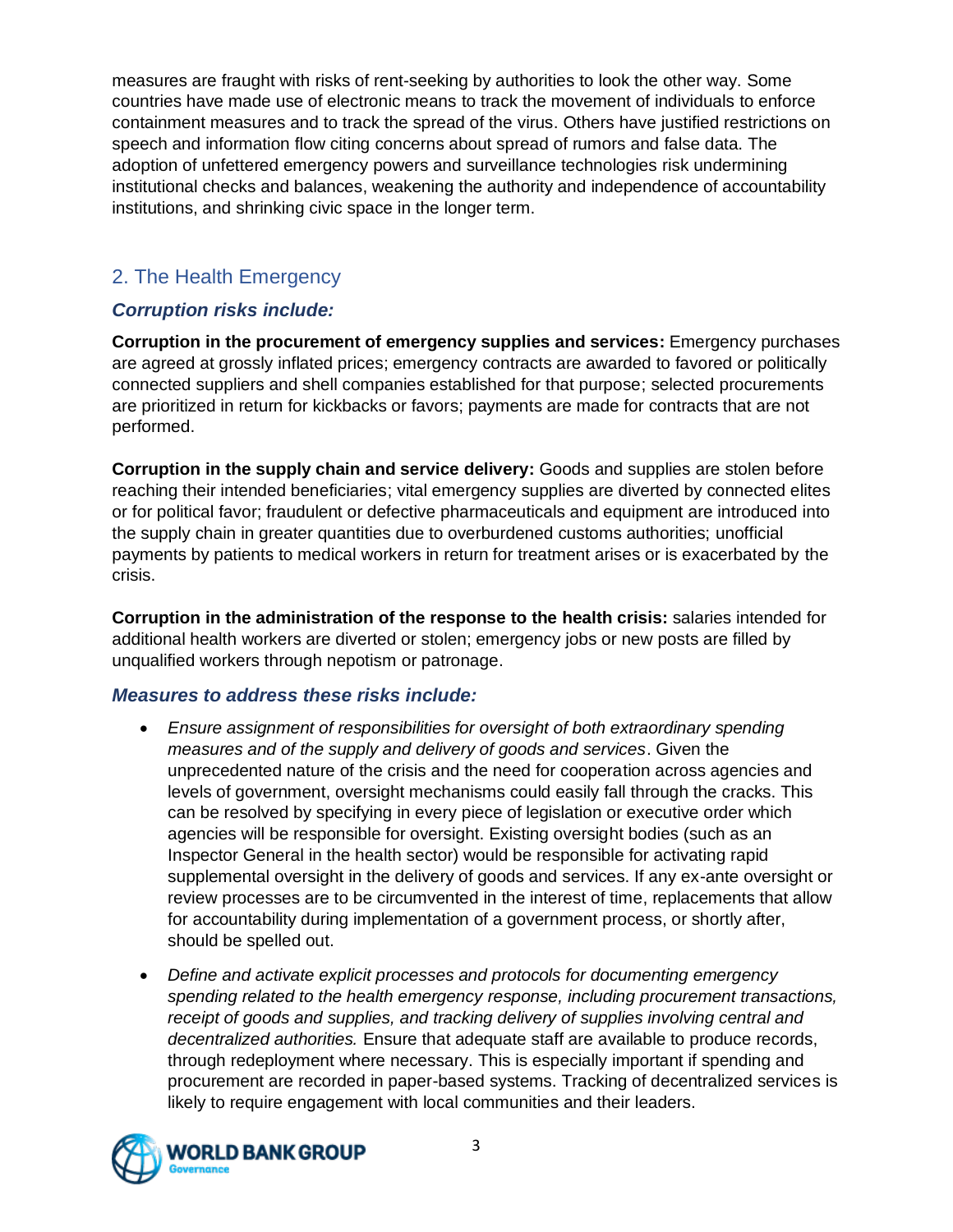measures are fraught with risks of rent-seeking by authorities to look the other way. Some countries have made use of electronic means to track the movement of individuals to enforce containment measures and to track the spread of the virus. Others have justified restrictions on speech and information flow citing concerns about spread of rumors and false data. The adoption of unfettered emergency powers and surveillance technologies risk undermining institutional checks and balances, weakening the authority and independence of accountability institutions, and shrinking civic space in the longer term.

## 2. The Health Emergency

### *Corruption risks include:*

**Corruption in the procurement of emergency supplies and services:** Emergency purchases are agreed at grossly inflated prices; emergency contracts are awarded to favored or politically connected suppliers and shell companies established for that purpose; selected procurements are prioritized in return for kickbacks or favors; payments are made for contracts that are not performed.

**Corruption in the supply chain and service delivery:** Goods and supplies are stolen before reaching their intended beneficiaries; vital emergency supplies are diverted by connected elites or for political favor; fraudulent or defective pharmaceuticals and equipment are introduced into the supply chain in greater quantities due to overburdened customs authorities; unofficial payments by patients to medical workers in return for treatment arises or is exacerbated by the crisis.

**Corruption in the administration of the response to the health crisis:** salaries intended for additional health workers are diverted or stolen; emergency jobs or new posts are filled by unqualified workers through nepotism or patronage.

### *Measures to address these risks include:*

- *Ensure assignment of responsibilities for oversight of both extraordinary spending measures and of the supply and delivery of goods and services*. Given the unprecedented nature of the crisis and the need for cooperation across agencies and levels of government, oversight mechanisms could easily fall through the cracks. This can be resolved by specifying in every piece of legislation or executive order which agencies will be responsible for oversight. Existing oversight bodies (such as an Inspector General in the health sector) would be responsible for activating rapid supplemental oversight in the delivery of goods and services. If any ex-ante oversight or review processes are to be circumvented in the interest of time, replacements that allow for accountability during implementation of a government process, or shortly after, should be spelled out.
- *Define and activate explicit processes and protocols for documenting emergency spending related to the health emergency response, including procurement transactions, receipt of goods and supplies, and tracking delivery of supplies involving central and decentralized authorities.* Ensure that adequate staff are available to produce records, through redeployment where necessary. This is especially important if spending and procurement are recorded in paper-based systems. Tracking of decentralized services is likely to require engagement with local communities and their leaders.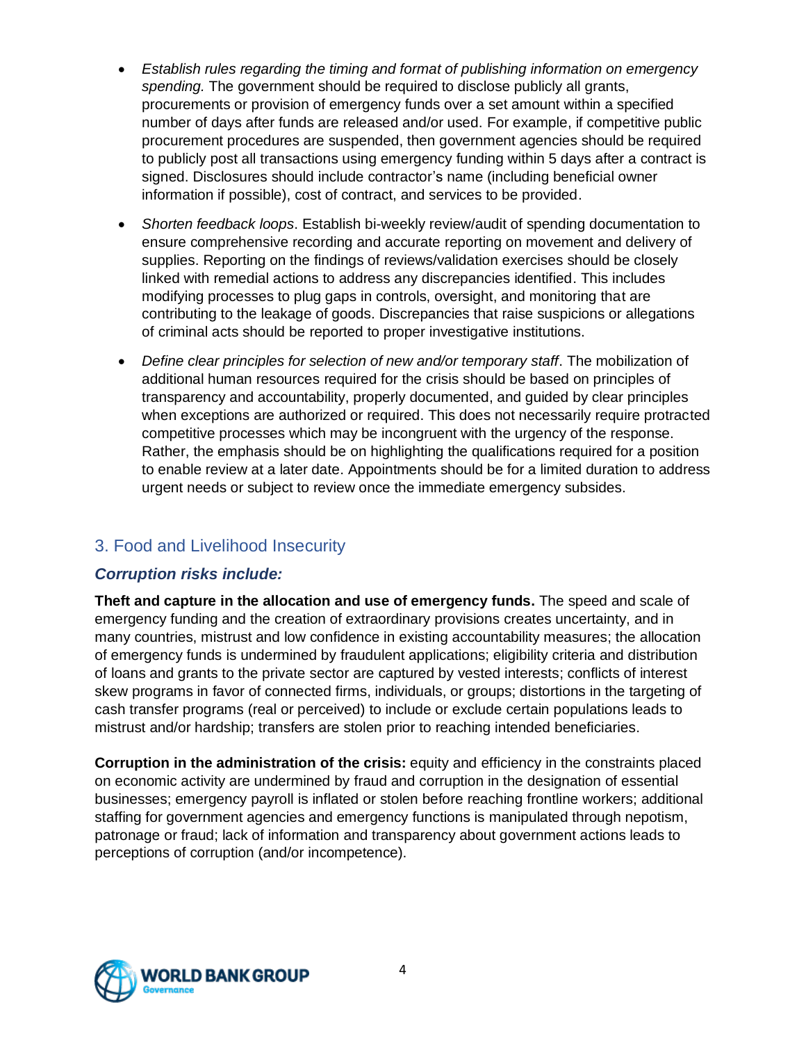- *Establish rules regarding the timing and format of publishing information on emergency spending.* The government should be required to disclose publicly all grants, procurements or provision of emergency funds over a set amount within a specified number of days after funds are released and/or used. For example, if competitive public procurement procedures are suspended, then government agencies should be required to publicly post all transactions using emergency funding within 5 days after a contract is signed. Disclosures should include contractor's name (including beneficial owner information if possible), cost of contract, and services to be provided.

- *Shorten feedback loops*. Establish bi-weekly review/audit of spending documentation to ensure comprehensive recording and accurate reporting on movement and delivery of supplies. Reporting on the findings of reviews/validation exercises should be closely linked with remedial actions to address any discrepancies identified. This includes modifying processes to plug gaps in controls, oversight, and monitoring that are contributing to the leakage of goods. Discrepancies that raise suspicions or allegations of criminal acts should be reported to proper investigative institutions.

- *Define clear principles for selection of new and/or temporary staff*. The mobilization of additional human resources required for the crisis should be based on principles of transparency and accountability, properly documented, and guided by clear principles when exceptions are authorized or required. This does not necessarily require protracted competitive processes which may be incongruent with the urgency of the response. Rather, the emphasis should be on highlighting the qualifications required for a position to enable review at a later date. Appointments should be for a limited duration to address urgent needs or subject to review once the immediate emergency subsides.

## 3. Food and Livelihood Insecurity

### *Corruption risks include:*

**Theft and capture in the allocation and use of emergency funds.** The speed and scale of emergency funding and the creation of extraordinary provisions creates uncertainty, and in many countries, mistrust and low confidence in existing accountability measures; the allocation of emergency funds is undermined by fraudulent applications; eligibility criteria and distribution of loans and grants to the private sector are captured by vested interests; conflicts of interest skew programs in favor of connected firms, individuals, or groups; distortions in the targeting of cash transfer programs (real or perceived) to include or exclude certain populations leads to mistrust and/or hardship; transfers are stolen prior to reaching intended beneficiaries.

**Corruption in the administration of the crisis:** equity and efficiency in the constraints placed on economic activity are undermined by fraud and corruption in the designation of essential businesses; emergency payroll is inflated or stolen before reaching frontline workers; additional staffing for government agencies and emergency functions is manipulated through nepotism, patronage or fraud; lack of information and transparency about government actions leads to perceptions of corruption (and/or incompetence).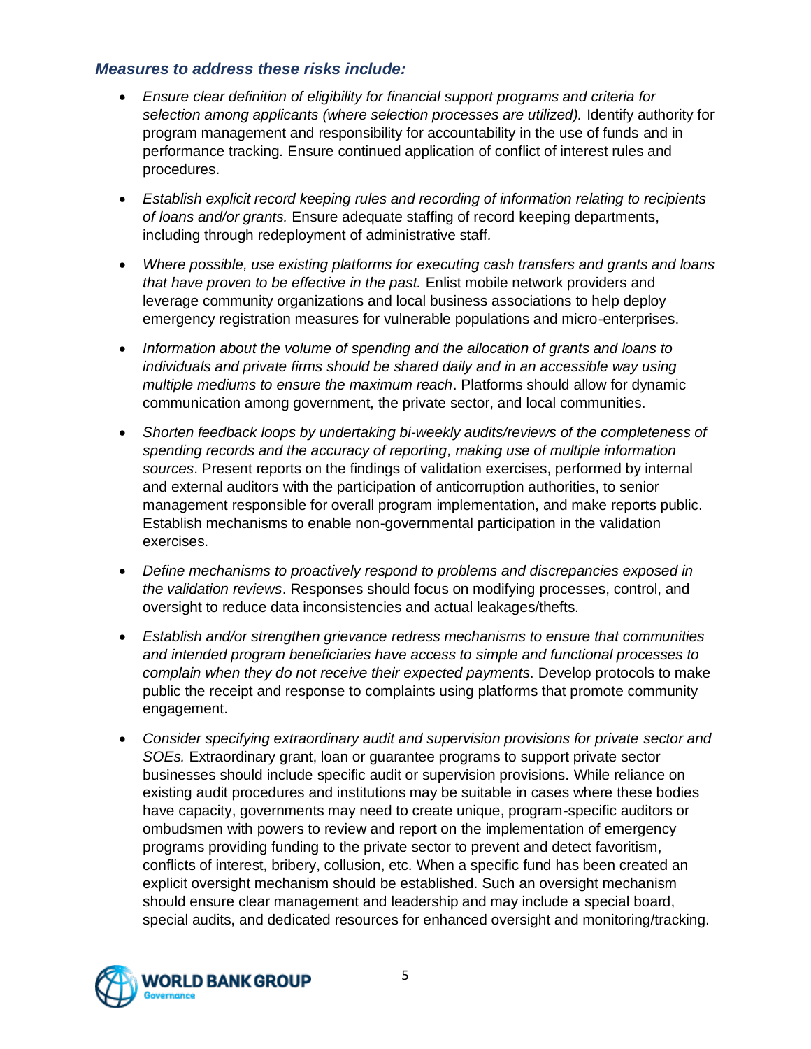### *Measures to address these risks include:*

- *Ensure clear definition of eligibility for financial support programs and criteria for selection among applicants (where selection processes are utilized).* Identify authority for program management and responsibility for accountability in the use of funds and in performance tracking. Ensure continued application of conflict of interest rules and procedures.

- *Establish explicit record keeping rules and recording of information relating to recipients of loans and/or grants.* Ensure adequate staffing of record keeping departments, including through redeployment of administrative staff.

- *Where possible, use existing platforms for executing cash transfers and grants and loans that have proven to be effective in the past.* Enlist mobile network providers and leverage community organizations and local business associations to help deploy emergency registration measures for vulnerable populations and micro-enterprises.

- *Information about the volume of spending and the allocation of grants and loans to individuals and private firms should be shared daily and in an accessible way using multiple mediums to ensure the maximum reach*. Platforms should allow for dynamic communication among government, the private sector, and local communities.

- *Shorten feedback loops by undertaking bi-weekly audits/reviews of the completeness of spending records and the accuracy of reporting, making use of multiple information sources*. Present reports on the findings of validation exercises, performed by internal and external auditors with the participation of anticorruption authorities, to senior management responsible for overall program implementation, and make reports public. Establish mechanisms to enable non-governmental participation in the validation exercises.

- *Define mechanisms to proactively respond to problems and discrepancies exposed in the validation reviews*. Responses should focus on modifying processes, control, and oversight to reduce data inconsistencies and actual leakages/thefts.

- *Establish and/or strengthen grievance redress mechanisms to ensure that communities and intended program beneficiaries have access to simple and functional processes to complain when they do not receive their expected payments*. Develop protocols to make public the receipt and response to complaints using platforms that promote community engagement.

- *Consider specifying extraordinary audit and supervision provisions for private sector and SOEs.* Extraordinary grant, loan or guarantee programs to support private sector businesses should include specific audit or supervision provisions. While reliance on existing audit procedures and institutions may be suitable in cases where these bodies have capacity, governments may need to create unique, program-specific auditors or ombudsmen with powers to review and report on the implementation of emergency programs providing funding to the private sector to prevent and detect favoritism, conflicts of interest, bribery, collusion, etc. When a specific fund has been created an explicit oversight mechanism should be established. Such an oversight mechanism should ensure clear management and leadership and may include a special board, special audits, and dedicated resources for enhanced oversight and monitoring/tracking.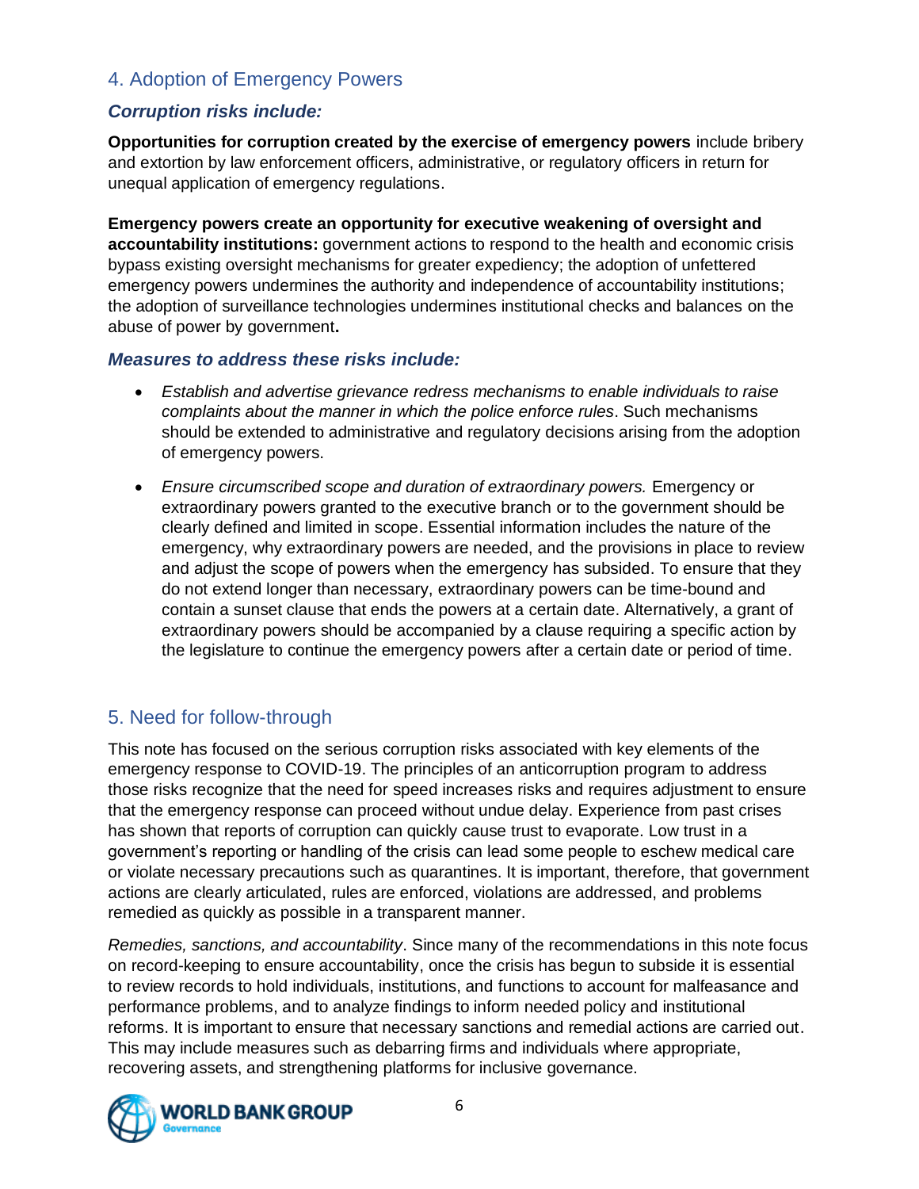## 4. Adoption of Emergency Powers

### *Corruption risks include:*

**Opportunities for corruption created by the exercise of emergency powers** include bribery and extortion by law enforcement officers, administrative, or regulatory officers in return for unequal application of emergency regulations.

**Emergency powers create an opportunity for executive weakening of oversight and accountability institutions:** government actions to respond to the health and economic crisis bypass existing oversight mechanisms for greater expediency; the adoption of unfettered emergency powers undermines the authority and independence of accountability institutions; the adoption of surveillance technologies undermines institutional checks and balances on the abuse of power by government**.**

### *Measures to address these risks include:*

- *Establish and advertise grievance redress mechanisms to enable individuals to raise complaints about the manner in which the police enforce rules*. Such mechanisms should be extended to administrative and regulatory decisions arising from the adoption of emergency powers.
- *Ensure circumscribed scope and duration of extraordinary powers.* Emergency or extraordinary powers granted to the executive branch or to the government should be clearly defined and limited in scope. Essential information includes the nature of the emergency, why extraordinary powers are needed, and the provisions in place to review and adjust the scope of powers when the emergency has subsided. To ensure that they do not extend longer than necessary, extraordinary powers can be time-bound and contain a sunset clause that ends the powers at a certain date. Alternatively, a grant of extraordinary powers should be accompanied by a clause requiring a specific action by the legislature to continue the emergency powers after a certain date or period of time.

## 5. Need for follow-through

This note has focused on the serious corruption risks associated with key elements of the emergency response to COVID-19. The principles of an anticorruption program to address those risks recognize that the need for speed increases risks and requires adjustment to ensure that the emergency response can proceed without undue delay. Experience from past crises has shown that reports of corruption can quickly cause trust to evaporate. Low trust in a government's reporting or handling of the crisis can lead some people to eschew medical care or violate necessary precautions such as quarantines. It is important, therefore, that government actions are clearly articulated, rules are enforced, violations are addressed, and problems remedied as quickly as possible in a transparent manner.

*Remedies, sanctions, and accountability*. Since many of the recommendations in this note focus on record-keeping to ensure accountability, once the crisis has begun to subside it is essential to review records to hold individuals, institutions, and functions to account for malfeasance and performance problems, and to analyze findings to inform needed policy and institutional reforms. It is important to ensure that necessary sanctions and remedial actions are carried out. This may include measures such as debarring firms and individuals where appropriate, recovering assets, and strengthening platforms for inclusive governance.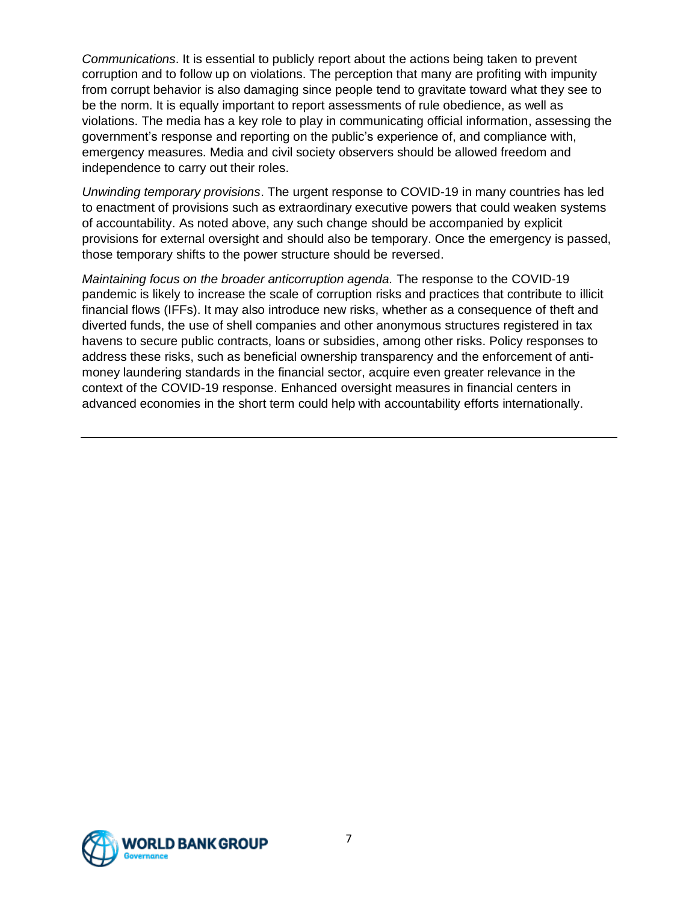*Communications*. It is essential to publicly report about the actions being taken to prevent corruption and to follow up on violations. The perception that many are profiting with impunity from corrupt behavior is also damaging since people tend to gravitate toward what they see to be the norm. It is equally important to report assessments of rule obedience, as well as violations. The media has a key role to play in communicating official information, assessing the government's response and reporting on the public's experience of, and compliance with, emergency measures. Media and civil society observers should be allowed freedom and independence to carry out their roles.

*Unwinding temporary provisions*. The urgent response to COVID-19 in many countries has led to enactment of provisions such as extraordinary executive powers that could weaken systems of accountability. As noted above, any such change should be accompanied by explicit provisions for external oversight and should also be temporary. Once the emergency is passed, those temporary shifts to the power structure should be reversed.

*Maintaining focus on the broader anticorruption agenda.* The response to the COVID-19 pandemic is likely to increase the scale of corruption risks and practices that contribute to illicit financial flows (IFFs). It may also introduce new risks, whether as a consequence of theft and diverted funds, the use of shell companies and other anonymous structures registered in tax havens to secure public contracts, loans or subsidies, among other risks. Policy responses to address these risks, such as beneficial ownership transparency and the enforcement of anti-money laundering standards in the financial sector, acquire even greater relevance in the context of the COVID-19 response. Enhanced oversight measures in financial centers in advanced economies in the short term could help with accountability efforts internationally.

---